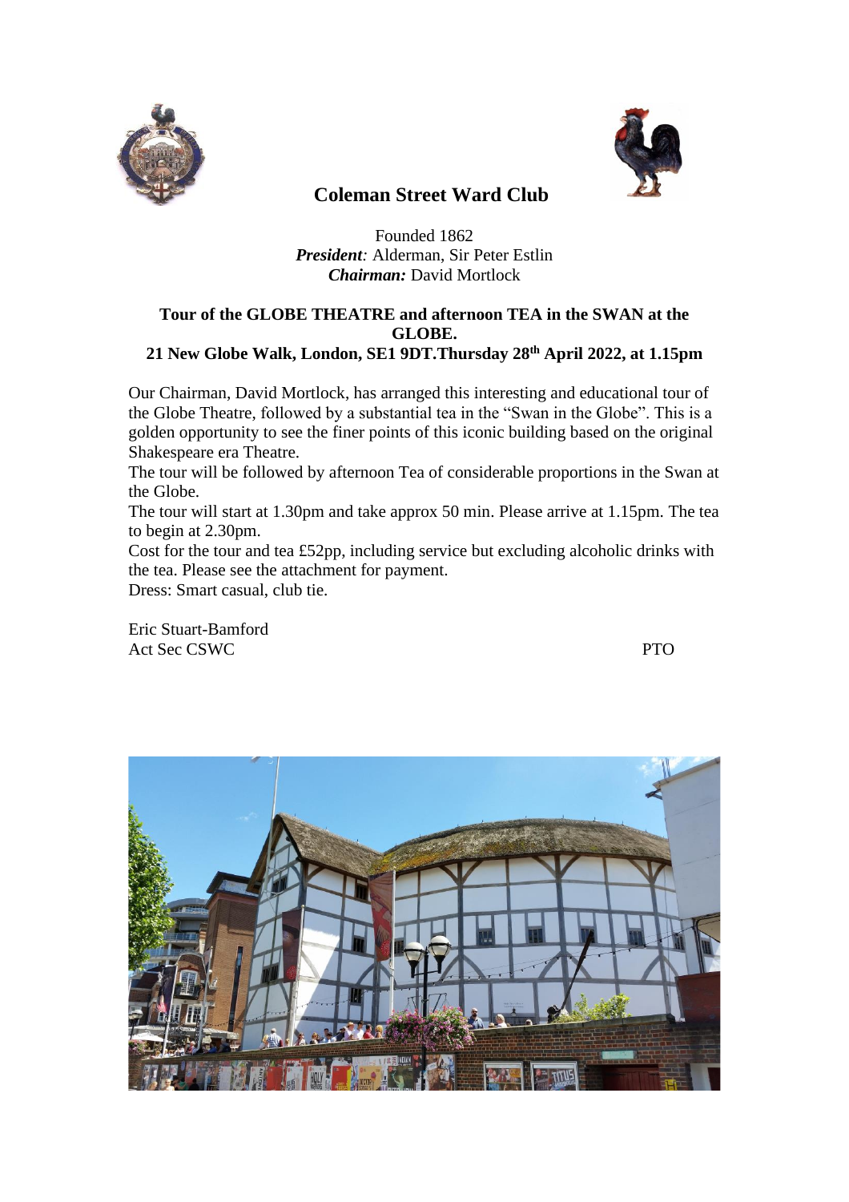# Coleman Street Ward Club

Founded 1862
***President**:* Alderman, Sir Peter Estlin
***Chairman:*** David Mortlock

**Tour of the GLOBE THEATRE and afternoon TEA in the SWAN at the GLOBE.**
**21 New Globe Walk, London, SE1 9DT.Thursday 28th April 2022, at 1.15pm**

Our Chairman, David Mortlock, has arranged this interesting and educational tour of the Globe Theatre, followed by a substantial tea in the "Swan in the Globe". This is a golden opportunity to see the finer points of this iconic building based on the original Shakespeare era Theatre.
The tour will be followed by afternoon Tea of considerable proportions in the Swan at the Globe.
The tour will start at 1.30pm and take approx 50 min. Please arrive at 1.15pm. The tea to begin at 2.30pm.
Cost for the tour and tea £52pp, including service but excluding alcoholic drinks with the tea. Please see the attachment for payment.
Dress: Smart casual, club tie.

Eric Stuart-Bamford
Act Sec CSWC

PTO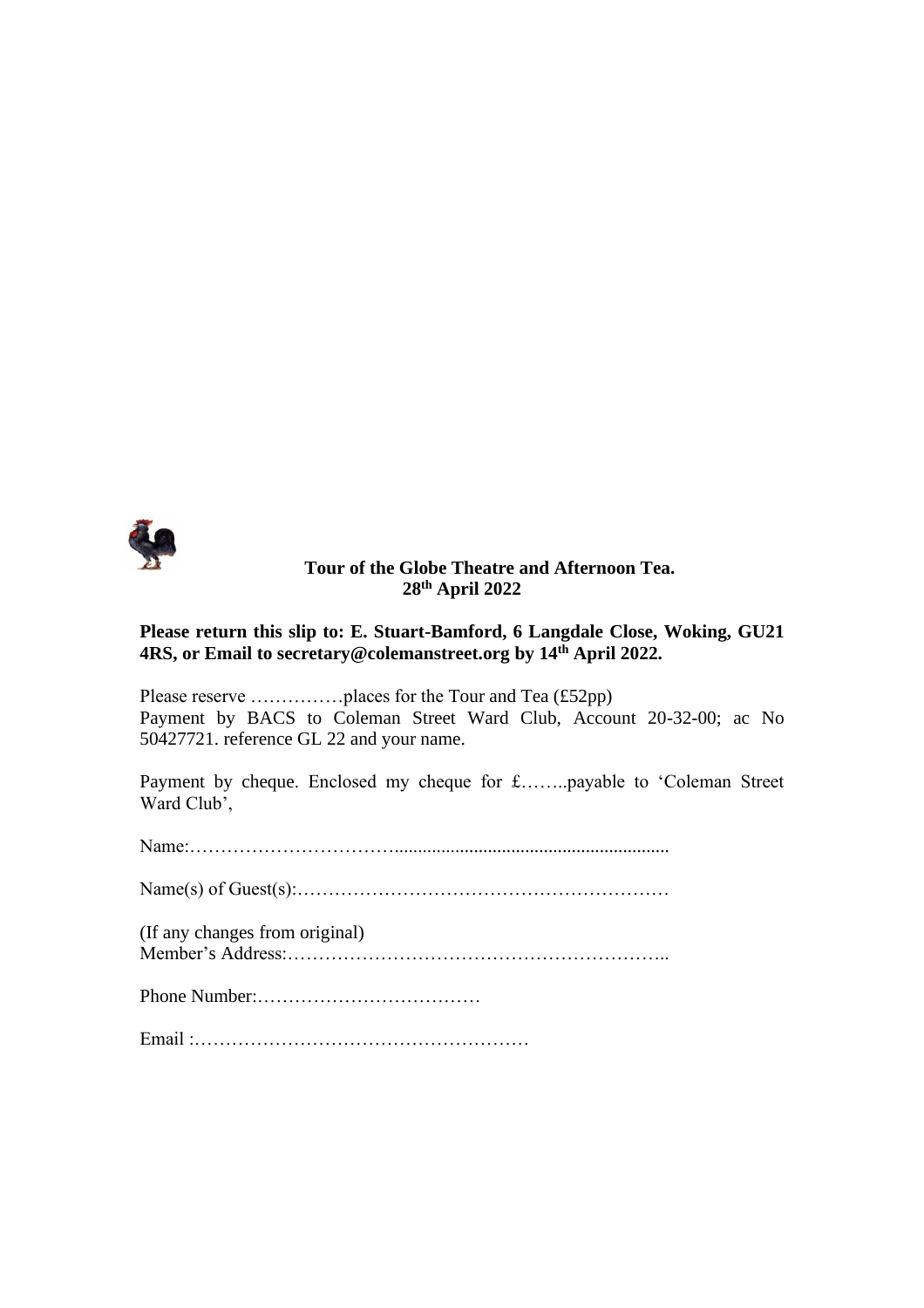**Tour of the Globe Theatre and Afternoon Tea.**
**28th April 2022**

**Please return this slip to: E. Stuart-Bamford, 6 Langdale Close, Woking, GU21 4RS, or Email to secretary@colemanstreet.org by 14th April 2022.**

Please reserve ……………places for the Tour and Tea (£52pp)
Payment by BACS to Coleman Street Ward Club, Account 20-32-00; ac No 50427721. reference GL 22 and your name.

Payment by cheque. Enclosed my cheque for £……..payable to 'Coleman Street Ward Club',

Name:…………………………….........................................................

Name(s) of Guest(s):……………………………………………………

(If any changes from original)
Member's Address:……………………………………………………..

Phone Number:………………………………

Email :………………………………………………